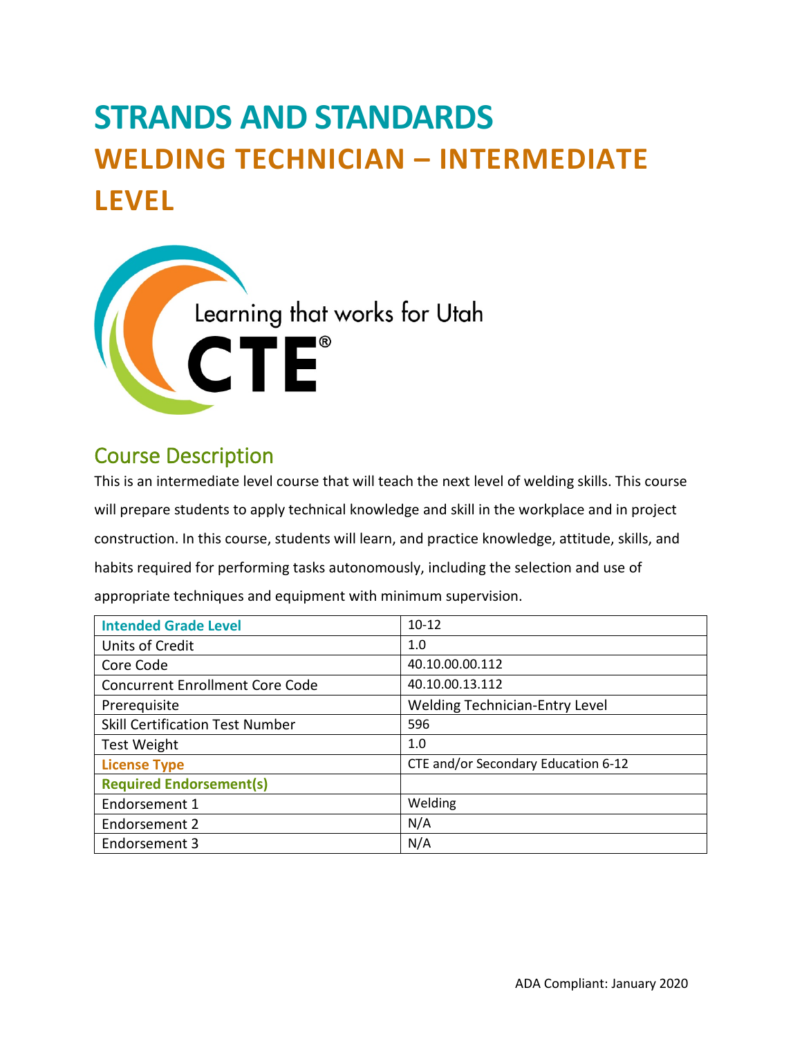# STRANDS AND STANDARDS

# WELDING TECHNICIAN – INTERMEDIATE LEVEL

Learning that works for Utah

CTE®

## Course Description

This is an intermediate level course that will teach the next level of welding skills. This course will prepare students to apply technical knowledge and skill in the workplace and in project construction. In this course, students will learn, and practice knowledge, attitude, skills, and habits required for performing tasks autonomously, including the selection and use of appropriate techniques and equipment with minimum supervision.

| Intended Grade Level | 10-12 |
|---|---|
| Units of Credit | 1.0 |
| Core Code | 40.10.00.00.112 |
| Concurrent Enrollment Core Code | 40.10.00.13.112 |
| Prerequisite | Welding Technician-Entry Level |
| Skill Certification Test Number | 596 |
| Test Weight | 1.0 |
| License Type | CTE and/or Secondary Education 6-12 |
| Required Endorsement(s) | |
| Endorsement 1 | Welding |
| Endorsement 2 | N/A |
| Endorsement 3 | N/A |

ADA Compliant: January 2020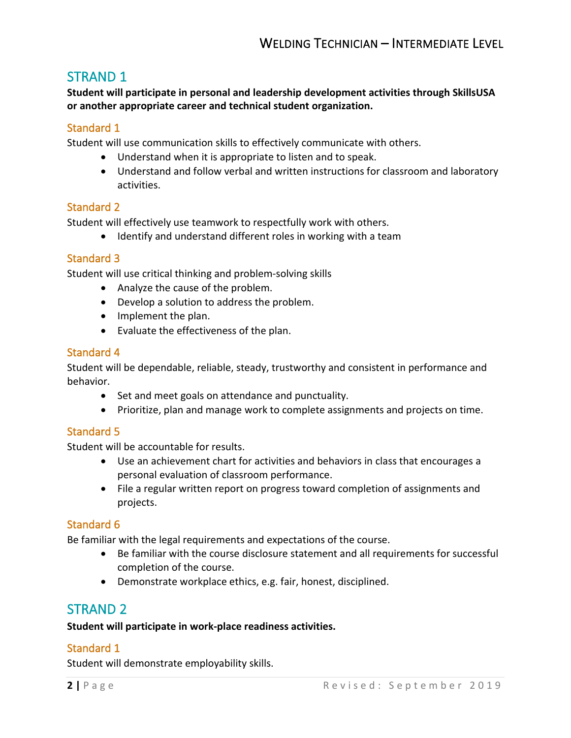## STRAND 1

**Student will participate in personal and leadership development activities through SkillsUSA or another appropriate career and technical student organization.**

### Standard 1

Student will use communication skills to effectively communicate with others.

- Understand when it is appropriate to listen and to speak.
- Understand and follow verbal and written instructions for classroom and laboratory activities.

### Standard 2

Student will effectively use teamwork to respectfully work with others.

- Identify and understand different roles in working with a team

### Standard 3

Student will use critical thinking and problem-solving skills

- Analyze the cause of the problem.
- Develop a solution to address the problem.
- Implement the plan.
- Evaluate the effectiveness of the plan.

### Standard 4

Student will be dependable, reliable, steady, trustworthy and consistent in performance and behavior.

- Set and meet goals on attendance and punctuality.
- Prioritize, plan and manage work to complete assignments and projects on time.

### Standard 5

Student will be accountable for results.

- Use an achievement chart for activities and behaviors in class that encourages a personal evaluation of classroom performance.
- File a regular written report on progress toward completion of assignments and projects.

### Standard 6

Be familiar with the legal requirements and expectations of the course.

- Be familiar with the course disclosure statement and all requirements for successful completion of the course.
- Demonstrate workplace ethics, e.g. fair, honest, disciplined.

## STRAND 2

**Student will participate in work-place readiness activities.**

### Standard 1

Student will demonstrate employability skills.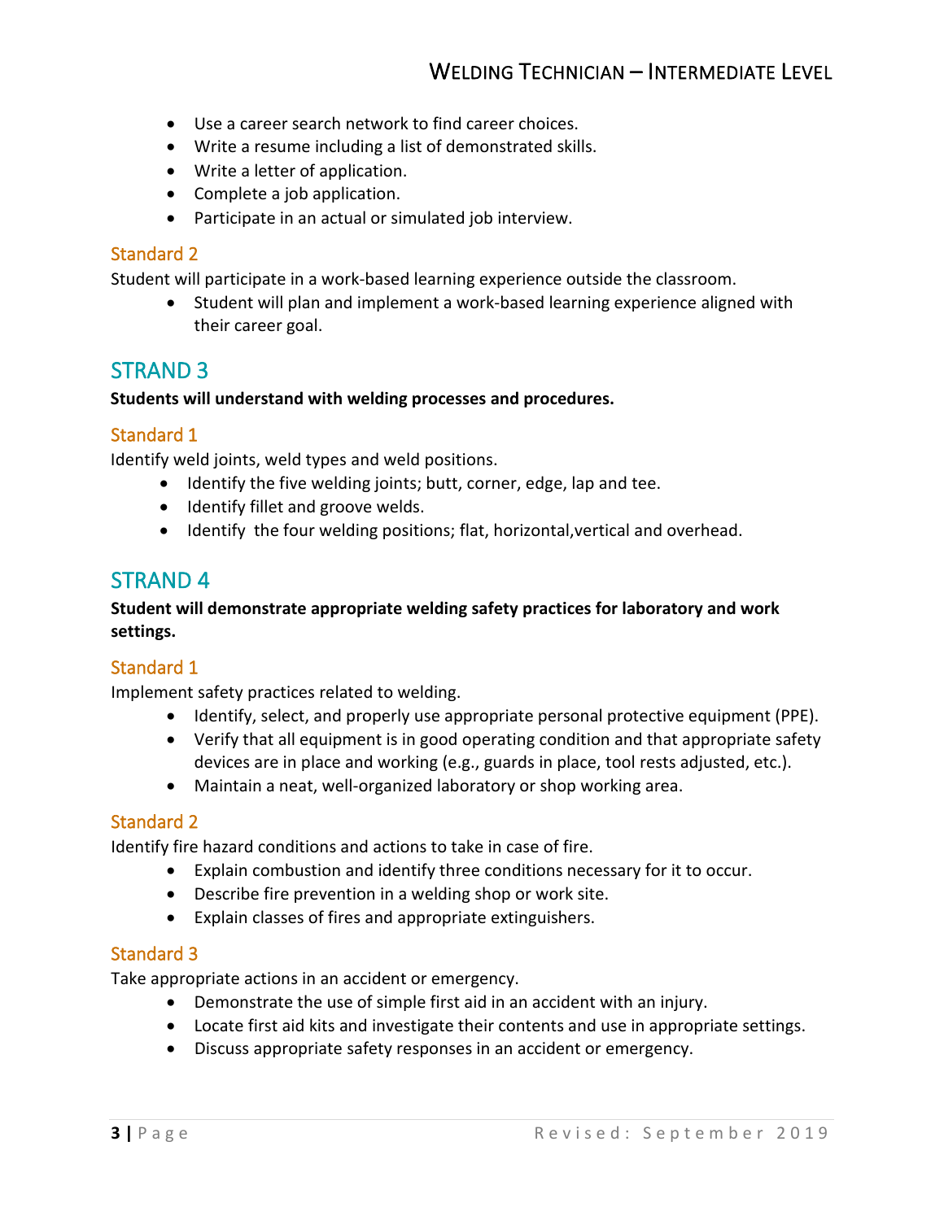- Use a career search network to find career choices.
- Write a resume including a list of demonstrated skills.
- Write a letter of application.
- Complete a job application.
- Participate in an actual or simulated job interview.

### Standard 2

Student will participate in a work-based learning experience outside the classroom.

- Student will plan and implement a work-based learning experience aligned with their career goal.

## STRAND 3

**Students will understand with welding processes and procedures.**

### Standard 1

Identify weld joints, weld types and weld positions.

- Identify the five welding joints; butt, corner, edge, lap and tee.
- Identify fillet and groove welds.
- Identify the four welding positions; flat, horizontal,vertical and overhead.

## STRAND 4

**Student will demonstrate appropriate welding safety practices for laboratory and work settings.**

### Standard 1

Implement safety practices related to welding.

- Identify, select, and properly use appropriate personal protective equipment (PPE).
- Verify that all equipment is in good operating condition and that appropriate safety devices are in place and working (e.g., guards in place, tool rests adjusted, etc.).
- Maintain a neat, well-organized laboratory or shop working area.

### Standard 2

Identify fire hazard conditions and actions to take in case of fire.

- Explain combustion and identify three conditions necessary for it to occur.
- Describe fire prevention in a welding shop or work site.
- Explain classes of fires and appropriate extinguishers.

### Standard 3

Take appropriate actions in an accident or emergency.

- Demonstrate the use of simple first aid in an accident with an injury.
- Locate first aid kits and investigate their contents and use in appropriate settings.
- Discuss appropriate safety responses in an accident or emergency.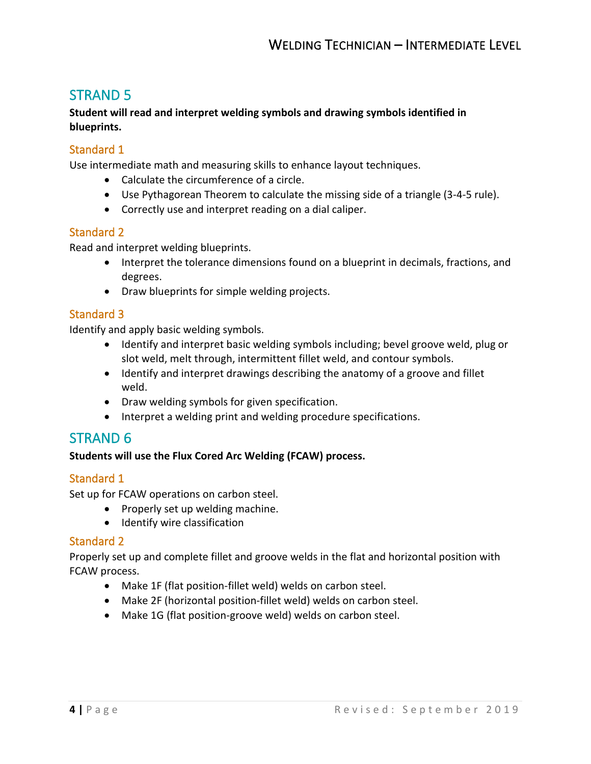## STRAND 5

**Student will read and interpret welding symbols and drawing symbols identified in blueprints.**

### Standard 1

Use intermediate math and measuring skills to enhance layout techniques.

- Calculate the circumference of a circle.
- Use Pythagorean Theorem to calculate the missing side of a triangle (3-4-5 rule).
- Correctly use and interpret reading on a dial caliper.

### Standard 2

Read and interpret welding blueprints.

- Interpret the tolerance dimensions found on a blueprint in decimals, fractions, and degrees.
- Draw blueprints for simple welding projects.

### Standard 3

Identify and apply basic welding symbols.

- Identify and interpret basic welding symbols including; bevel groove weld, plug or slot weld, melt through, intermittent fillet weld, and contour symbols.
- Identify and interpret drawings describing the anatomy of a groove and fillet weld.
- Draw welding symbols for given specification.
- Interpret a welding print and welding procedure specifications.

## STRAND 6

**Students will use the Flux Cored Arc Welding (FCAW) process.**

### Standard 1

Set up for FCAW operations on carbon steel.

- Properly set up welding machine.
- Identify wire classification

### Standard 2

Properly set up and complete fillet and groove welds in the flat and horizontal position with FCAW process.

- Make 1F (flat position-fillet weld) welds on carbon steel.
- Make 2F (horizontal position-fillet weld) welds on carbon steel.
- Make 1G (flat position-groove weld) welds on carbon steel.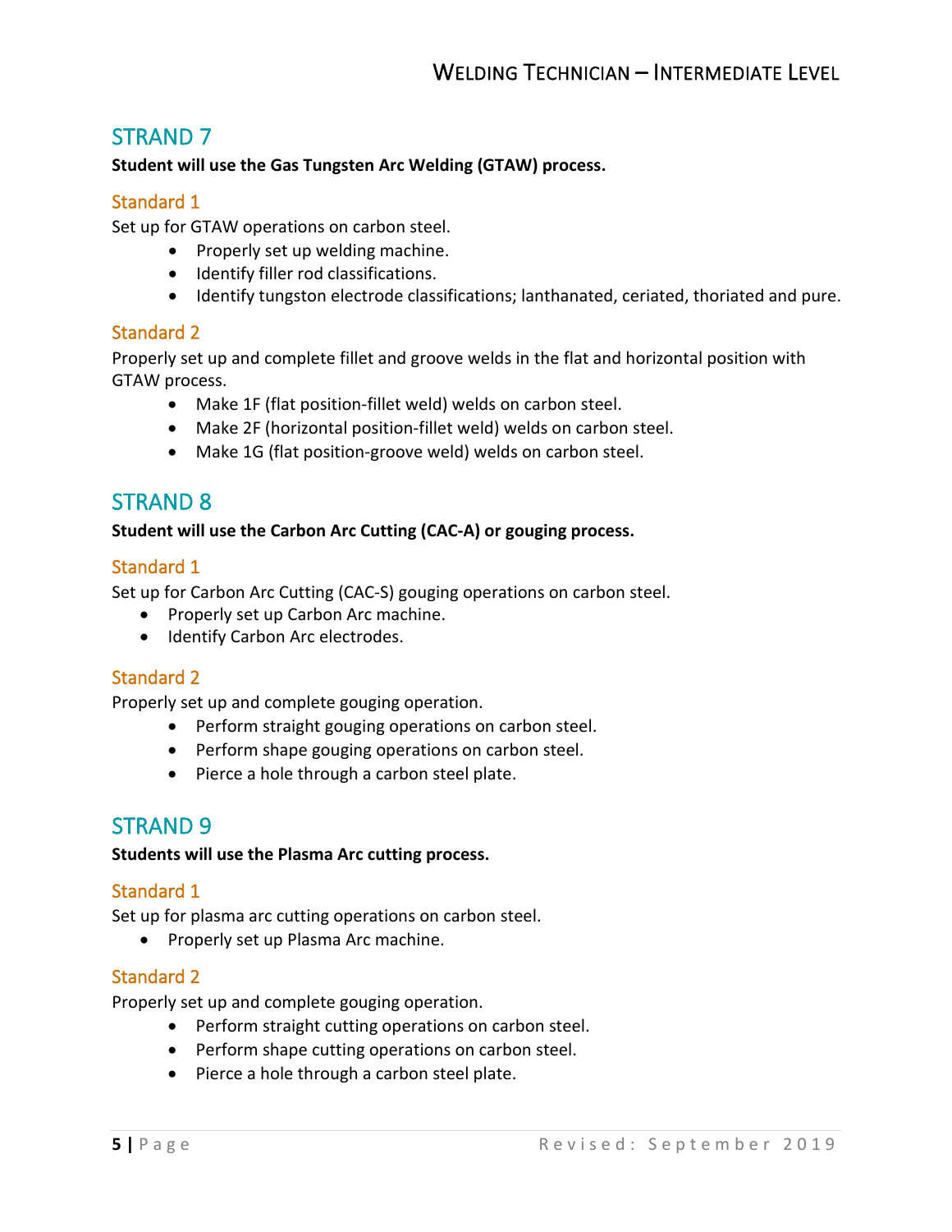## STRAND 7

**Student will use the Gas Tungsten Arc Welding (GTAW) process.**

### Standard 1

Set up for GTAW operations on carbon steel.

- Properly set up welding machine.
- Identify filler rod classifications.
- Identify tungston electrode classifications; lanthanated, ceriated, thoriated and pure.

### Standard 2

Properly set up and complete fillet and groove welds in the flat and horizontal position with GTAW process.

- Make 1F (flat position-fillet weld) welds on carbon steel.
- Make 2F (horizontal position-fillet weld) welds on carbon steel.
- Make 1G (flat position-groove weld) welds on carbon steel.

## STRAND 8

**Student will use the Carbon Arc Cutting (CAC-A) or gouging process.**

### Standard 1

Set up for Carbon Arc Cutting (CAC-S) gouging operations on carbon steel.

- Properly set up Carbon Arc machine.
- Identify Carbon Arc electrodes.

### Standard 2

Properly set up and complete gouging operation.

- Perform straight gouging operations on carbon steel.
- Perform shape gouging operations on carbon steel.
- Pierce a hole through a carbon steel plate.

## STRAND 9

**Students will use the Plasma Arc cutting process.**

### Standard 1

Set up for plasma arc cutting operations on carbon steel.

- Properly set up Plasma Arc machine.

### Standard 2

Properly set up and complete gouging operation.

- Perform straight cutting operations on carbon steel.
- Perform shape cutting operations on carbon steel.
- Pierce a hole through a carbon steel plate.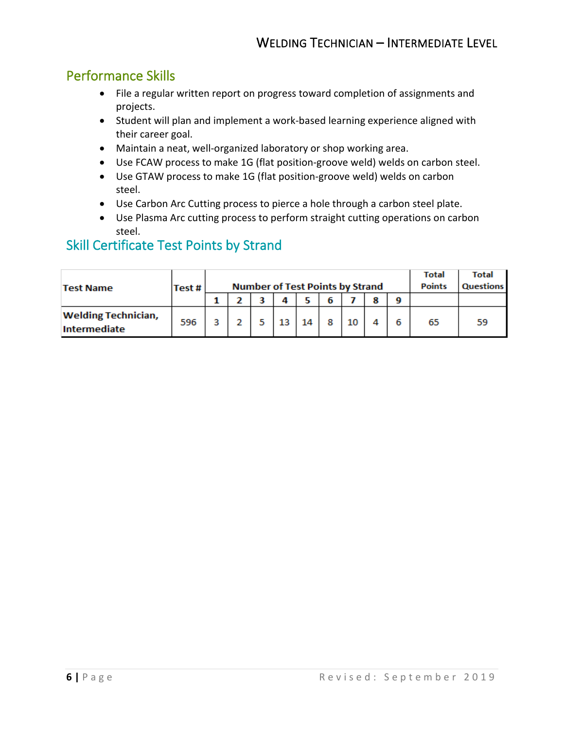## Performance Skills

- File a regular written report on progress toward completion of assignments and projects.
- Student will plan and implement a work-based learning experience aligned with their career goal.
- Maintain a neat, well-organized laboratory or shop working area.
- Use FCAW process to make 1G (flat position-groove weld) welds on carbon steel.
- Use GTAW process to make 1G (flat position-groove weld) welds on carbon steel.
- Use Carbon Arc Cutting process to pierce a hole through a carbon steel plate.
- Use Plasma Arc cutting process to perform straight cutting operations on carbon steel.

## Skill Certificate Test Points by Strand

| Test Name | Test # | Number of Test Points by Strand | | | | | | | | | Total Points | Total Questions |
|---|---|---|---|---|---|---|---|---|---|---|---|---|
| | | 1 | 2 | 3 | 4 | 5 | 6 | 7 | 8 | 9 | | |
| Welding Technician, Intermediate | 596 | 3 | 2 | 5 | 13 | 14 | 8 | 10 | 4 | 6 | 65 | 59 |